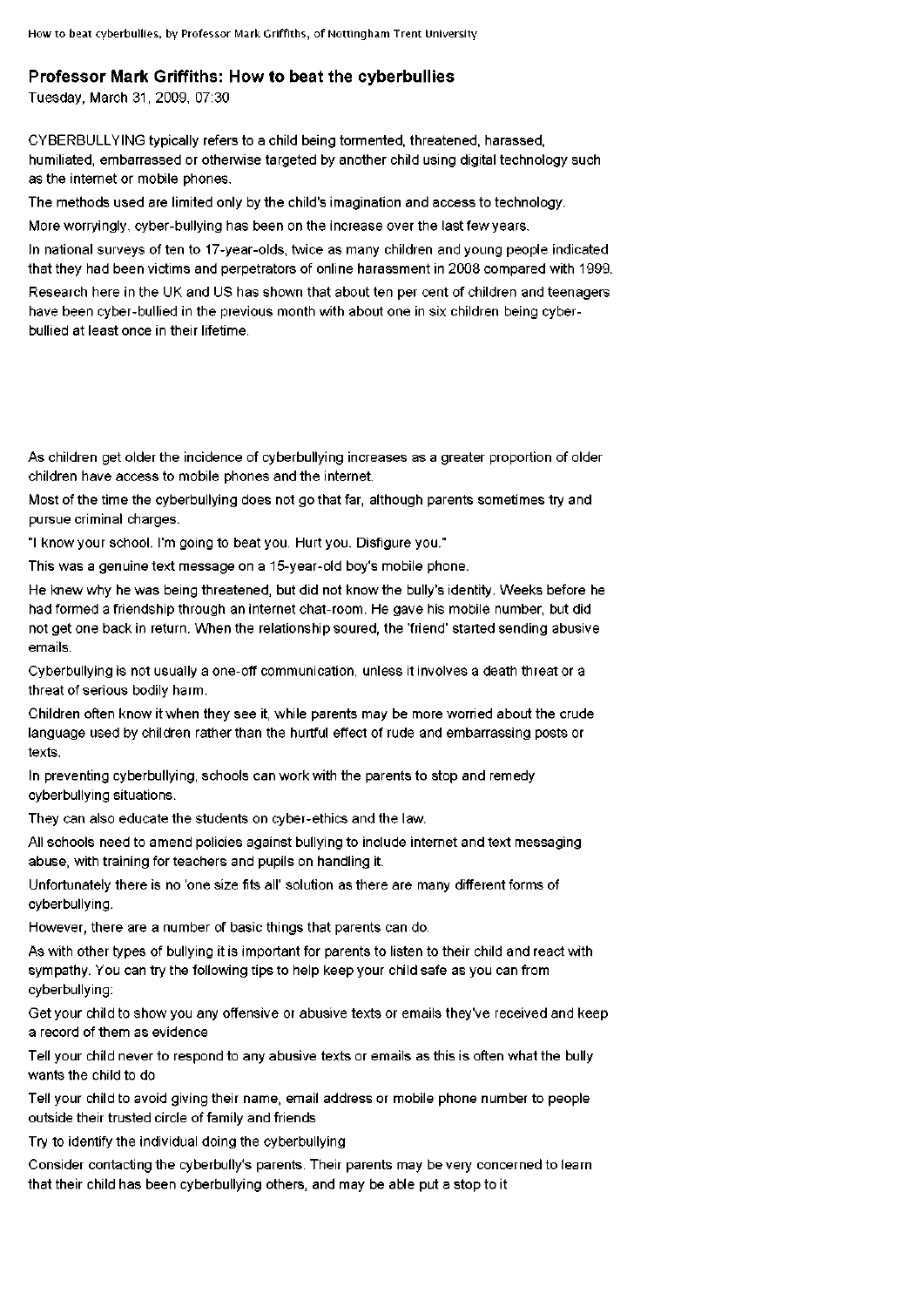# Professor Mark Griffiths: How to beat the cyberbullies

Tuesday, March 31, 2009, 07:30

CYBERBULLYING typically refers to a child being tormented, threatened, harassed, humiliated, embarrassed or otherwise targeted by another child using digital technology such as the internet or mobile phones.

The methods used are limited only by the child's imagination and access to technology.

More worryingly, cyber-bullying has been on the increase over the last few years.

In national surveys of ten to 17-year-olds, twice as many children and young people indicated that they had been victims and perpetrators of online harassment in 2008 compared with 1999.

Research here in the UK and US has shown that about ten per cent of children and teenagers have been cyber-bullied in the previous month with about one in six children being cyber-bullied at least once in their lifetime.

As children get older the incidence of cyberbullying increases as a greater proportion of older children have access to mobile phones and the internet.

Most of the time the cyberbullying does not go that far, although parents sometimes try and pursue criminal charges.

"I know your school. I'm going to beat you. Hurt you. Disfigure you."

This was a genuine text message on a 15-year-old boy's mobile phone.

He knew why he was being threatened, but did not know the bully's identity. Weeks before he had formed a friendship through an internet chat-room. He gave his mobile number, but did not get one back in return. When the relationship soured, the 'friend' started sending abusive emails.

Cyberbullying is not usually a one-off communication, unless it involves a death threat or a threat of serious bodily harm.

Children often know it when they see it, while parents may be more worried about the crude language used by children rather than the hurtful effect of rude and embarrassing posts or texts.

In preventing cyberbullying, schools can work with the parents to stop and remedy cyberbullying situations.

They can also educate the students on cyber-ethics and the law.

All schools need to amend policies against bullying to include internet and text messaging abuse, with training for teachers and pupils on handling it.

Unfortunately there is no 'one size fits all' solution as there are many different forms of cyberbullying.

However, there are a number of basic things that parents can do.

As with other types of bullying it is important for parents to listen to their child and react with sympathy. You can try the following tips to help keep your child safe as you can from cyberbullying:

Get your child to show you any offensive or abusive texts or emails they've received and keep a record of them as evidence

Tell your child never to respond to any abusive texts or emails as this is often what the bully wants the child to do

Tell your child to avoid giving their name, email address or mobile phone number to people outside their trusted circle of family and friends

Try to identify the individual doing the cyberbullying

Consider contacting the cyberbully's parents. Their parents may be very concerned to learn that their child has been cyberbullying others, and may be able put a stop to it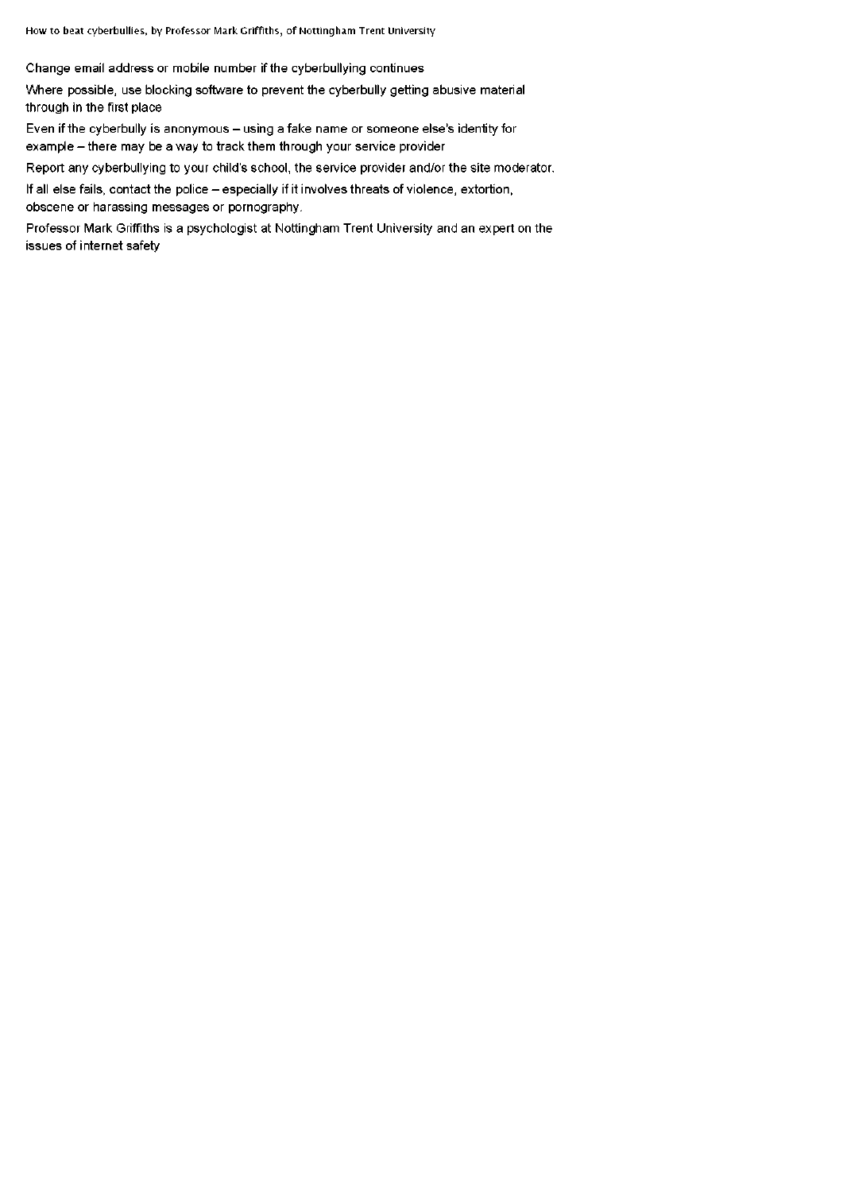How to beat cyberbullies, by Professor Mark Griffiths, of Nottingham Trent University

Change email address or mobile number if the cyberbullying continues

Where possible, use blocking software to prevent the cyberbully getting abusive material through in the first place

Even if the cyberbully is anonymous – using a fake name or someone else's identity for example – there may be a way to track them through your service provider

Report any cyberbullying to your child's school, the service provider and/or the site moderator.

If all else fails, contact the police – especially if it involves threats of violence, extortion, obscene or harassing messages or pornography.

Professor Mark Griffiths is a psychologist at Nottingham Trent University and an expert on the issues of internet safety